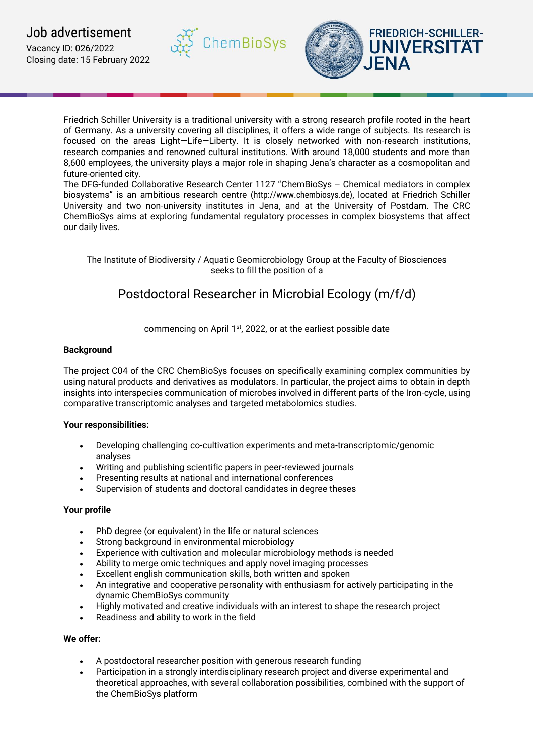# Job advertisement

Vacancy ID: 026/2022
Closing date: 15 February 2022

ChemBioSys

FRIEDRICH-SCHILLER-UNIVERSITÄT JENA

Friedrich Schiller University is a traditional university with a strong research profile rooted in the heart of Germany. As a university covering all disciplines, it offers a wide range of subjects. Its research is focused on the areas Light—Life—Liberty. It is closely networked with non-research institutions, research companies and renowned cultural institutions. With around 18,000 students and more than 8,600 employees, the university plays a major role in shaping Jena's character as a cosmopolitan and future-oriented city.
The DFG-funded Collaborative Research Center 1127 "ChemBioSys – Chemical mediators in complex biosystems" is an ambitious research centre (http://www.chembiosys.de), located at Friedrich Schiller University and two non-university institutes in Jena, and at the University of Postdam. The CRC ChemBioSys aims at exploring fundamental regulatory processes in complex biosystems that affect our daily lives.

The Institute of Biodiversity / Aquatic Geomicrobiology Group at the Faculty of Biosciences seeks to fill the position of a

## Postdoctoral Researcher in Microbial Ecology (m/f/d)

commencing on April 1st, 2022, or at the earliest possible date

**Background**

The project C04 of the CRC ChemBioSys focuses on specifically examining complex communities by using natural products and derivatives as modulators. In particular, the project aims to obtain in depth insights into interspecies communication of microbes involved in different parts of the Iron-cycle, using comparative transcriptomic analyses and targeted metabolomics studies.

**Your responsibilities:**

- Developing challenging co-cultivation experiments and meta-transcriptomic/genomic analyses
- Writing and publishing scientific papers in peer-reviewed journals
- Presenting results at national and international conferences
- Supervision of students and doctoral candidates in degree theses

**Your profile**

- PhD degree (or equivalent) in the life or natural sciences
- Strong background in environmental microbiology
- Experience with cultivation and molecular microbiology methods is needed
- Ability to merge omic techniques and apply novel imaging processes
- Excellent english communication skills, both written and spoken
- An integrative and cooperative personality with enthusiasm for actively participating in the dynamic ChemBioSys community
- Highly motivated and creative individuals with an interest to shape the research project
- Readiness and ability to work in the field

**We offer:**

- A postdoctoral researcher position with generous research funding
- Participation in a strongly interdisciplinary research project and diverse experimental and theoretical approaches, with several collaboration possibilities, combined with the support of the ChemBioSys platform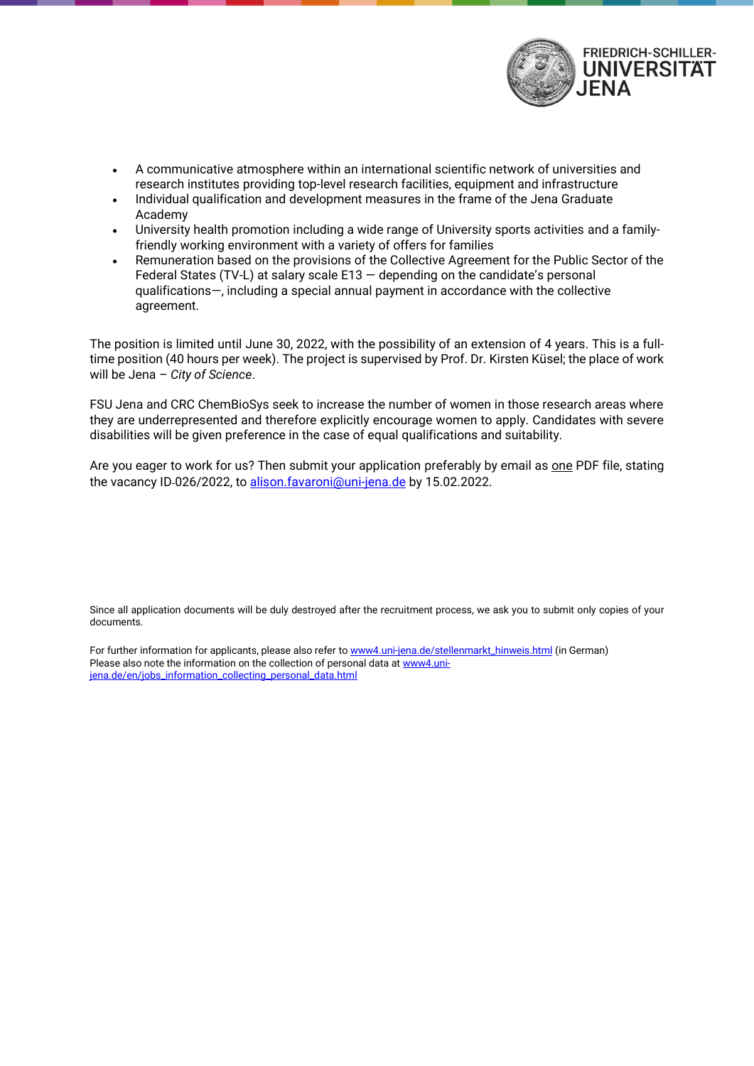- A communicative atmosphere within an international scientific network of universities and research institutes providing top-level research facilities, equipment and infrastructure
- Individual qualification and development measures in the frame of the Jena Graduate Academy
- University health promotion including a wide range of University sports activities and a family-friendly working environment with a variety of offers for families
- Remuneration based on the provisions of the Collective Agreement for the Public Sector of the Federal States (TV-L) at salary scale E13 — depending on the candidate's personal qualifications—, including a special annual payment in accordance with the collective agreement.

The position is limited until June 30, 2022, with the possibility of an extension of 4 years. This is a full-time position (40 hours per week). The project is supervised by Prof. Dr. Kirsten Küsel; the place of work will be Jena – *City of Science*.

FSU Jena and CRC ChemBioSys seek to increase the number of women in those research areas where they are underrepresented and therefore explicitly encourage women to apply. Candidates with severe disabilities will be given preference in the case of equal qualifications and suitability.

Are you eager to work for us? Then submit your application preferably by email as one PDF file, stating the vacancy ID-026/2022, to [alison.favaroni@uni-jena.de](mailto:alison.favaroni@uni-jena.de) by 15.02.2022.

Since all application documents will be duly destroyed after the recruitment process, we ask you to submit only copies of your documents.

For further information for applicants, please also refer to [www4.uni-jena.de/stellenmarkt_hinweis.html](http://www4.uni-jena.de/stellenmarkt_hinweis.html) (in German)
Please also note the information on the collection of personal data at [www4.uni-jena.de/en/jobs_information_collecting_personal_data.html](http://www4.uni-jena.de/en/jobs_information_collecting_personal_data.html)